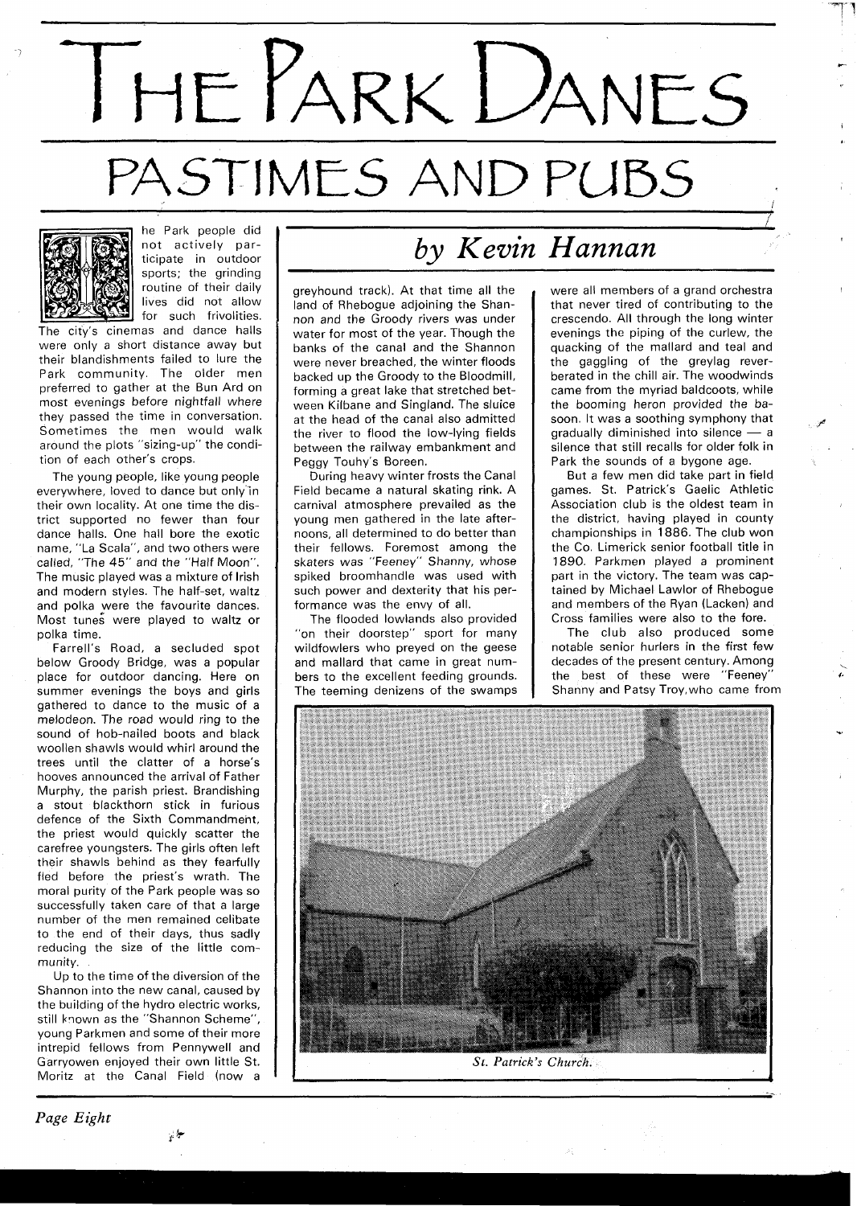# THE PARK DANES

## PASTIMES AND PUBS

*by Kevin Hannan*

The Park people did not actively participate in outdoor sports; the grinding routine of their daily lives did not allow for such frivolities. The city's cinemas and dance halls were only a short distance away but their blandishments failed to lure the Park community. The older men preferred to gather at the Bun Ard on most evenings before nightfall where they passed the time in conversation. Sometimes the men would walk around the plots "sizing-up" the condition of each other's crops.

The young people, like young people everywhere, loved to dance but only in their own locality. At one time the district supported no fewer than four dance halls. One hall bore the exotic name, "La Scala", and two others were called, "The 45" and the "Half Moon". The music played was a mixture of Irish and modern styles. The half-set, waltz and polka were the favourite dances. Most tunes were played to waltz or polka time.

Farrell's Road, a secluded spot below Groody Bridge, was a popular place for outdoor dancing. Here on summer evenings the boys and girls gathered to dance to the music of a melodeon. The road would ring to the sound of hob-nailed boots and black woollen shawls would whirl around the trees until the clatter of a horse's hooves announced the arrival of Father Murphy, the parish priest. Brandishing a stout blackthorn stick in furious defence of the Sixth Commandment, the priest would quickly scatter the carefree youngsters. The girls often left their shawls behind as they fearfully fled before the priest's wrath. The moral purity of the Park people was so successfully taken care of that a large number of the men remained celibate to the end of their days, thus sadly reducing the size of the little community.

Up to the time of the diversion of the Shannon into the new canal, caused by the building of the hydro electric works, still known as the "Shannon Scheme", young Parkmen and some of their more intrepid fellows from Pennywell and Garryowen enjoyed their own little St. Moritz at the Canal Field (now a greyhound track). At that time all the land of Rhebogue adjoining the Shannon and the Groody rivers was under water for most of the year. Though the banks of the canal and the Shannon were never breached, the winter floods backed up the Groody to the Bloodmill, forming a great lake that stretched between Kilbane and Singland. The sluice at the head of the canal also admitted the river to flood the low-lying fields between the railway embankment and Peggy Touhy's Boreen.

During heavy winter frosts the Canal Field became a natural skating rink. A carnival atmosphere prevailed as the young men gathered in the late afternoons, all determined to do better than their fellows. Foremost among the skaters was "Feeney" Shanny, whose spiked broomhandle was used with such power and dexterity that his performance was the envy of all.

The flooded lowlands also provided "on their doorstep" sport for many wildfowlers who preyed on the geese and mallard that came in great numbers to the excellent feeding grounds. The teeming denizens of the swamps were all members of a grand orchestra that never tired of contributing to the crescendo. All through the long winter evenings the piping of the curlew, the quacking of the mallard and teal and the gaggling of the greylag reverberated in the chill air. The woodwinds came from the myriad baldcoots, while the booming heron provided the basoon. It was a soothing symphony that gradually diminished into silence — a silence that still recalls for older folk in Park the sounds of a bygone age.

But a few men did take part in field games. St. Patrick's Gaelic Athletic Association club is the oldest team in the district, having played in county championships in 1886. The club won the Co. Limerick senior football title in 1890. Parkmen played a prominent part in the victory. The team was captained by Michael Lawlor of Rhebogue and members of the Ryan (Lacken) and Cross families were also to the fore.

The club also produced some notable senior hurlers in the first few decades of the present century. Among the best of these were "Feeney" Shanny and Patsy Troy, who came from

*St. Patrick's Church.*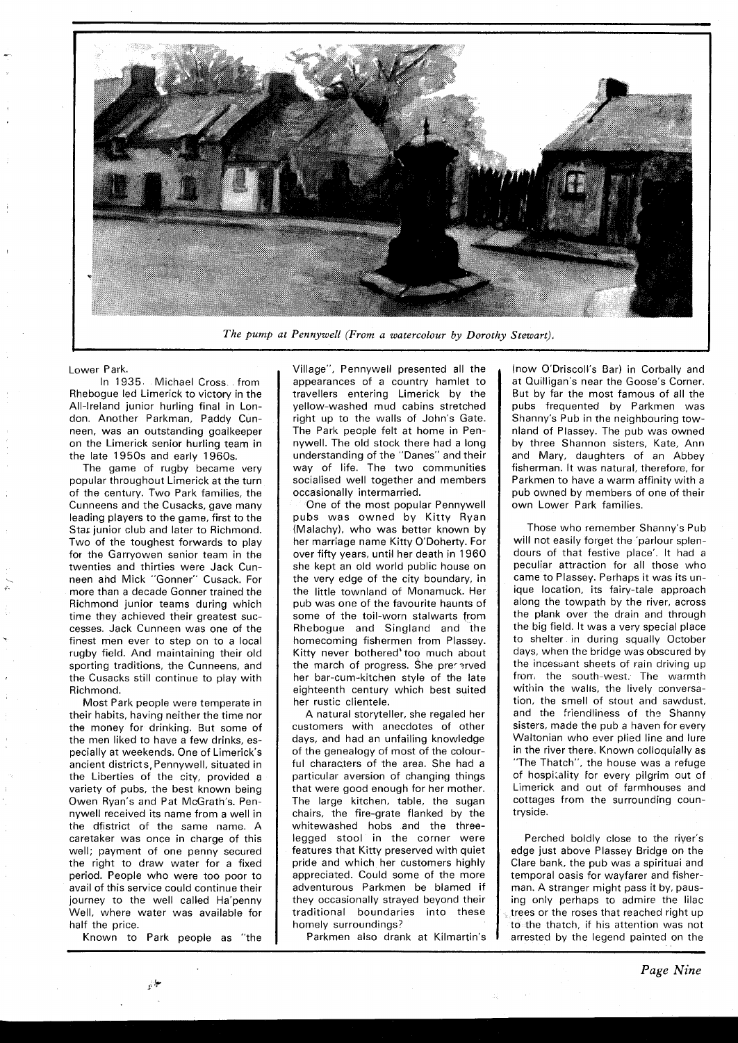*The pump at Pennywell (From a watercolour by Dorothy Stewart).*

Lower Park.

In 1935 Michael Cross from Rhebogue led Limerick to victory in the All-Ireland junior hurling final in London. Another Parkman, Paddy Cunneen, was an outstanding goalkeeper on the Limerick senior hurling team in the late 1950s and early 1960s.

The game of rugby became very popular throughout Limerick at the turn of the century. Two Park families, the Cunneens and the Cusacks, gave many leading players to the game, first to the Star junior club and later to Richmond. Two of the toughest forwards to play for the Garryowen senior team in the twenties and thirties were Jack Cunneen and Mick "Gonner" Cusack. For more than a decade Gonner trained the Richmond junior teams during which time they achieved their greatest successes. Jack Cunneen was one of the finest men ever to step on to a local rugby field. And maintaining their old sporting traditions, the Cunneens, and the Cusacks still continue to play with Richmond.

Most Park people were temperate in their habits, having neither the time nor the money for drinking. But some of the men liked to have a few drinks, especially at weekends. One of Limerick's ancient districts, Pennywell, situated in the Liberties of the city, provided a variety of pubs, the best known being Owen Ryan's and Pat McGrath's. Pennywell received its name from a well in the dfistrict of the same name. A caretaker was once in charge of this well; payment of one penny secured the right to draw water for a fixed period. People who were too poor to avail of this service could continue their journey to the well called Ha'penny Well, where water was available for half the price.

Known to Park people as "the Village", Pennywell presented all the appearances of a country hamlet to travellers entering Limerick by the yellow-washed mud cabins stretched right up to the walls of John's Gate. The Park people felt at home in Pennywell. The old stock there had a long understanding of the "Danes" and their way of life. The two communities socialised well together and members occasionally intermarried.

One of the most popular Pennywell pubs was owned by Kitty Ryan (Malachy), who was better known by her marriage name Kitty O'Doherty. For over fifty years, until her death in 1960 she kept an old world public house on the very edge of the city boundary, in the little townland of Monamuck. Her pub was one of the favourite haunts of some of the toil-worn stalwarts from Rhebogue and Singland and the homecoming fishermen from Plassey. Kitty never bothered too much about the march of progress. She preserved her bar-cum-kitchen style of the late eighteenth century which best suited her rustic clientele.

A natural storyteller, she regaled her customers with anecdotes of other days, and had an unfailing knowledge of the genealogy of most of the colourful characters of the area. She had a particular aversion of changing things that were good enough for her mother. The large kitchen, table, the sugan chairs, the fire-grate flanked by the whitewashed hobs and the three-legged stool in the corner were features that Kitty preserved with quiet pride and which her customers highly appreciated. Could some of the more adventurous Parkmen be blamed if they occasionally strayed beyond their traditional boundaries into these homely surroundings?

Parkmen also drank at Kilmartin's (now O'Driscoll's Bar) in Corbally and at Quilligan's near the Goose's Corner. But by far the most famous of all the pubs frequented by Parkmen was Shanny's Pub in the neighbouring townland of Plassey. The pub was owned by three Shannon sisters, Kate, Ann and Mary, daughters of an Abbey fisherman. It was natural, therefore, for Parkmen to have a warm affinity with a pub owned by members of one of their own Lower Park families.

Those who remember Shanny's Pub will not easily forget the 'parlour splendours of that festive place'. It had a peculiar attraction for all those who came to Plassey. Perhaps it was its unique location, its fairy-tale approach along the towpath by the river, across the plank over the drain and through the big field. It was a very special place to shelter in during squally October days, when the bridge was obscured by the incessant sheets of rain driving up from the south-west. The warmth within the walls, the lively conversation, the smell of stout and sawdust, and the friendliness of the Shanny sisters, made the pub a haven for every Waltonian who ever plied line and lure in the river there. Known colloquially as "The Thatch", the house was a refuge of hospitality for every pilgrim out of Limerick and out of farmhouses and cottages from the surrounding countryside.

Perched boldly close to the river's edge just above Plassey Bridge on the Clare bank, the pub was a spiritual and temporal oasis for wayfarer and fisherman. A stranger might pass it by, pausing only perhaps to admire the lilac trees or the roses that reached right up to the thatch, if his attention was not arrested by the legend painted on the